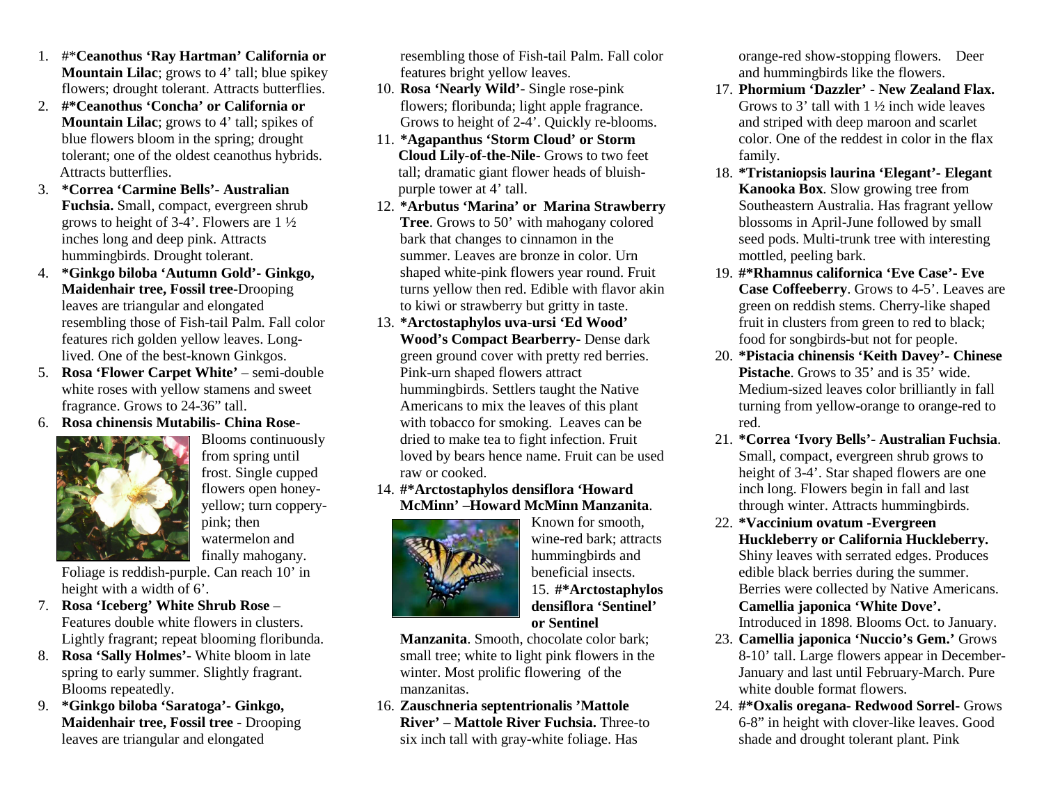1. #***Ceanothus 'Ray Hartman' California or Mountain Lilac**; grows to 4' tall; blue spikey flowers; drought tolerant. Attracts butterflies.
2. **#*Ceanothus 'Concha' or California or Mountain Lilac**; grows to 4' tall; spikes of blue flowers bloom in the spring; drought tolerant; one of the oldest ceanothus hybrids. Attracts butterflies.
3. ***Correa 'Carmine Bells'- Australian Fuchsia.** Small, compact, evergreen shrub grows to height of 3-4'. Flowers are 1 ½ inches long and deep pink. Attracts hummingbirds. Drought tolerant.
4. ***Ginkgo biloba 'Autumn Gold'- Ginkgo, Maidenhair tree, Fossil tree**-Drooping leaves are triangular and elongated resembling those of Fish-tail Palm. Fall color features rich golden yellow leaves. Long-lived. One of the best-known Ginkgos.
5. **Rosa 'Flower Carpet White'** – semi-double white roses with yellow stamens and sweet fragrance. Grows to 24-36" tall.
6. **Rosa chinensis Mutabilis- China Rose**-Blooms continuously from spring until frost. Single cupped flowers open honey-yellow; turn coppery-pink; then watermelon and finally mahogany. Foliage is reddish-purple. Can reach 10' in height with a width of 6'.
7. **Rosa 'Iceberg' White Shrub Rose** – Features double white flowers in clusters. Lightly fragrant; repeat blooming floribunda.
8. **Rosa 'Sally Holmes'-** White bloom in late spring to early summer. Slightly fragrant. Blooms repeatedly.
9. ***Ginkgo biloba 'Saratoga'- Ginkgo, Maidenhair tree, Fossil tree -** Drooping leaves are triangular and elongated resembling those of Fish-tail Palm. Fall color features bright yellow leaves.
10. **Rosa 'Nearly Wild'**- Single rose-pink flowers; floribunda; light apple fragrance. Grows to height of 2-4'. Quickly re-blooms.
11. ***Agapanthus 'Storm Cloud' or Storm Cloud Lily-of-the-Nile-** Grows to two feet tall; dramatic giant flower heads of bluish-purple tower at 4' tall.
12. ***Arbutus 'Marina' or Marina Strawberry Tree**. Grows to 50' with mahogany colored bark that changes to cinnamon in the summer. Leaves are bronze in color. Urn shaped white-pink flowers year round. Fruit turns yellow then red. Edible with flavor akin to kiwi or strawberry but gritty in taste.
13. ***Arctostaphylos uva-ursi 'Ed Wood' Wood's Compact Bearberry-** Dense dark green ground cover with pretty red berries. Pink-urn shaped flowers attract hummingbirds. Settlers taught the Native Americans to mix the leaves of this plant with tobacco for smoking. Leaves can be dried to make tea to fight infection. Fruit loved by bears hence name. Fruit can be used raw or cooked.
14. **#*Arctostaphylos densiflora 'Howard McMinn' –Howard McMinn Manzanita**. Known for smooth, wine-red bark; attracts hummingbirds and beneficial insects.
15. **#*Arctostaphylos densiflora 'Sentinel' or Sentinel Manzanita**. Smooth, chocolate color bark; small tree; white to light pink flowers in the winter. Most prolific flowering of the manzanitas.
16. **Zauschneria septentrionalis 'Mattole River' – Mattole River Fuchsia.** Three-to six inch tall with gray-white foliage. Has orange-red show-stopping flowers. Deer and hummingbirds like the flowers.
17. **Phormium 'Dazzler' - New Zealand Flax.** Grows to 3' tall with 1 ½ inch wide leaves and striped with deep maroon and scarlet color. One of the reddest in color in the flax family.
18. ***Tristaniopsis laurina 'Elegant'- Elegant Kanooka Box**. Slow growing tree from Southeastern Australia. Has fragrant yellow blossoms in April-June followed by small seed pods. Multi-trunk tree with interesting mottled, peeling bark.
19. **#*Rhamnus californica 'Eve Case'- Eve Case Coffeeberry**. Grows to 4-5'. Leaves are green on reddish stems. Cherry-like shaped fruit in clusters from green to red to black; food for songbirds-but not for people.
20. ***Pistacia chinensis 'Keith Davey'- Chinese Pistache**. Grows to 35' and is 35' wide. Medium-sized leaves color brilliantly in fall turning from yellow-orange to orange-red to red.
21. ***Correa 'Ivory Bells'- Australian Fuchsia**. Small, compact, evergreen shrub grows to height of 3-4'. Star shaped flowers are one inch long. Flowers begin in fall and last through winter. Attracts hummingbirds.
22. ***Vaccinium ovatum -Evergreen Huckleberry or California Huckleberry.** Shiny leaves with serrated edges. Produces edible black berries during the summer. Berries were collected by Native Americans. **Camellia japonica 'White Dove'.** Introduced in 1898. Blooms Oct. to January.
23. **Camellia japonica 'Nuccio's Gem.'** Grows 8-10' tall. Large flowers appear in December-January and last until February-March. Pure white double format flowers.
24. **#*Oxalis oregana- Redwood Sorrel-** Grows 6-8" in height with clover-like leaves. Good shade and drought tolerant plant. Pink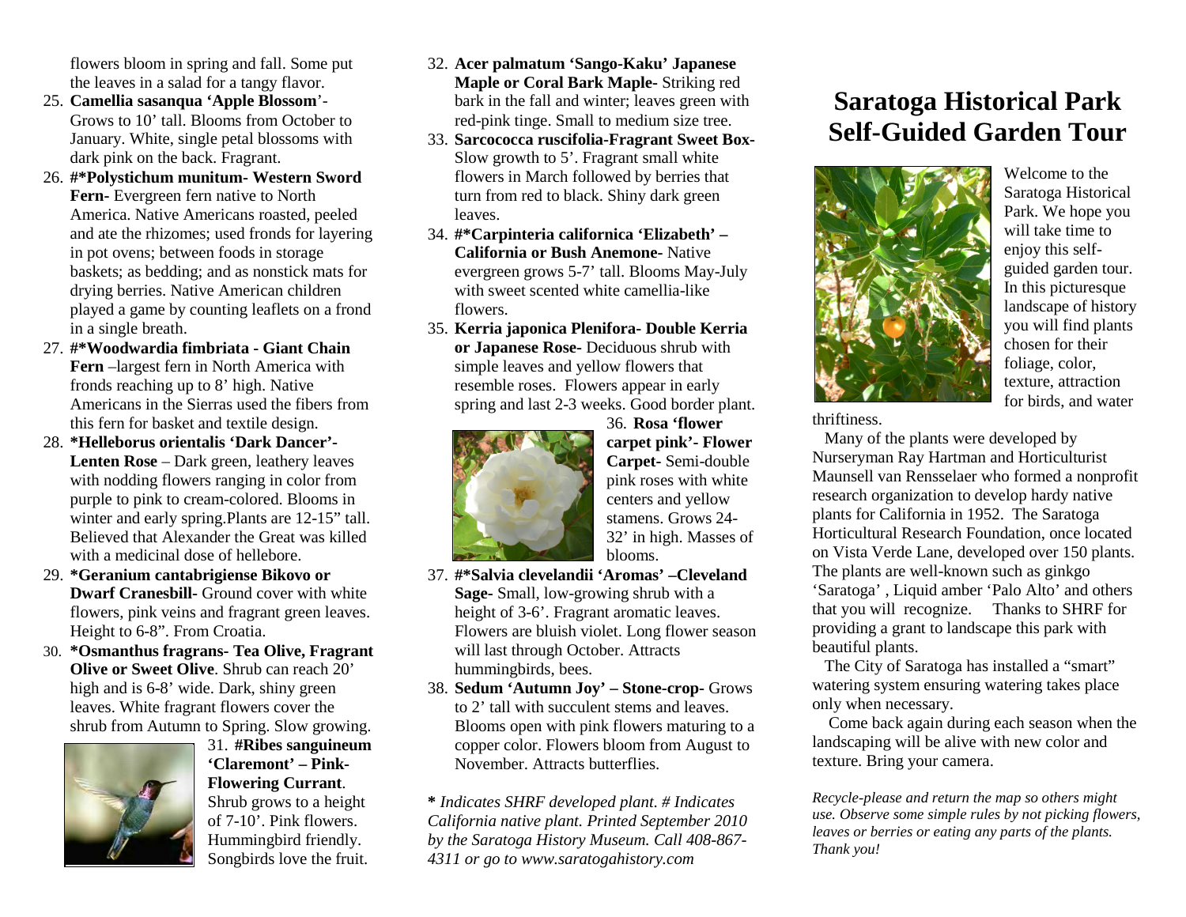flowers bloom in spring and fall. Some put the leaves in a salad for a tangy flavor.

25. **Camellia sasanqua 'Apple Blossom'**- Grows to 10' tall. Blooms from October to January. White, single petal blossoms with dark pink on the back. Fragrant.
26. **#*Polystichum munitum- Western Sword Fern-** Evergreen fern native to North America. Native Americans roasted, peeled and ate the rhizomes; used fronds for layering in pot ovens; between foods in storage baskets; as bedding; and as nonstick mats for drying berries. Native American children played a game by counting leaflets on a frond in a single breath.
27. **#*Woodwardia fimbriata - Giant Chain Fern** –largest fern in North America with fronds reaching up to 8' high. Native Americans in the Sierras used the fibers from this fern for basket and textile design.
28. **\*Helleborus orientalis 'Dark Dancer'- Lenten Rose** – Dark green, leathery leaves with nodding flowers ranging in color from purple to pink to cream-colored. Blooms in winter and early spring.Plants are 12-15" tall. Believed that Alexander the Great was killed with a medicinal dose of hellebore.
29. **\*Geranium cantabrigiense Bikovo or Dwarf Cranesbill-** Ground cover with white flowers, pink veins and fragrant green leaves. Height to 6-8". From Croatia.
30. **\*Osmanthus fragrans- Tea Olive, Fragrant Olive or Sweet Olive**. Shrub can reach 20' high and is 6-8' wide. Dark, shiny green leaves. White fragrant flowers cover the shrub from Autumn to Spring. Slow growing.
31. **#Ribes sanguineum 'Claremont' – Pink-Flowering Currant**. Shrub grows to a height of 7-10'. Pink flowers. Hummingbird friendly. Songbirds love the fruit.
32. **Acer palmatum 'Sango-Kaku' Japanese Maple or Coral Bark Maple-** Striking red bark in the fall and winter; leaves green with red-pink tinge. Small to medium size tree.
33. **Sarcococca ruscifolia-Fragrant Sweet Box-** Slow growth to 5'. Fragrant small white flowers in March followed by berries that turn from red to black. Shiny dark green leaves.
34. **#*Carpinteria californica 'Elizabeth' – California or Bush Anemone-** Native evergreen grows 5-7' tall. Blooms May-July with sweet scented white camellia-like flowers.
35. **Kerria japonica Plenifora- Double Kerria or Japanese Rose-** Deciduous shrub with simple leaves and yellow flowers that resemble roses. Flowers appear in early spring and last 2-3 weeks. Good border plant.
36. **Rosa 'flower carpet pink'- Flower Carpet-** Semi-double pink roses with white centers and yellow stamens. Grows 24-32' in high. Masses of blooms.
37. **#*Salvia clevelandii 'Aromas' –Cleveland Sage-** Small, low-growing shrub with a height of 3-6'. Fragrant aromatic leaves. Flowers are bluish violet. Long flower season will last through October. Attracts hummingbirds, bees.
38. **Sedum 'Autumn Joy' – Stone-crop-** Grows to 2' tall with succulent stems and leaves. Blooms open with pink flowers maturing to a copper color. Flowers bloom from August to November. Attracts butterflies.

***** *Indicates SHRF developed plant. # Indicates California native plant. Printed September 2010 by the Saratoga History Museum. Call 408-867-4311 or go to www.saratogahistory.com*

# Saratoga Historical Park Self-Guided Garden Tour

Welcome to the Saratoga Historical Park. We hope you will take time to enjoy this self-guided garden tour. In this picturesque landscape of history you will find plants chosen for their foliage, color, texture, attraction for birds, and water thriftiness.

Many of the plants were developed by Nurseryman Ray Hartman and Horticulturist Maunsell van Rensselaer who formed a nonprofit research organization to develop hardy native plants for California in 1952. The Saratoga Horticultural Research Foundation, once located on Vista Verde Lane, developed over 150 plants. The plants are well-known such as ginkgo 'Saratoga' , Liquid amber 'Palo Alto' and others that you will recognize. Thanks to SHRF for providing a grant to landscape this park with beautiful plants.

The City of Saratoga has installed a "smart" watering system ensuring watering takes place only when necessary.

Come back again during each season when the landscaping will be alive with new color and texture. Bring your camera.

*Recycle-please and return the map so others might use. Observe some simple rules by not picking flowers, leaves or berries or eating any parts of the plants. Thank you!*